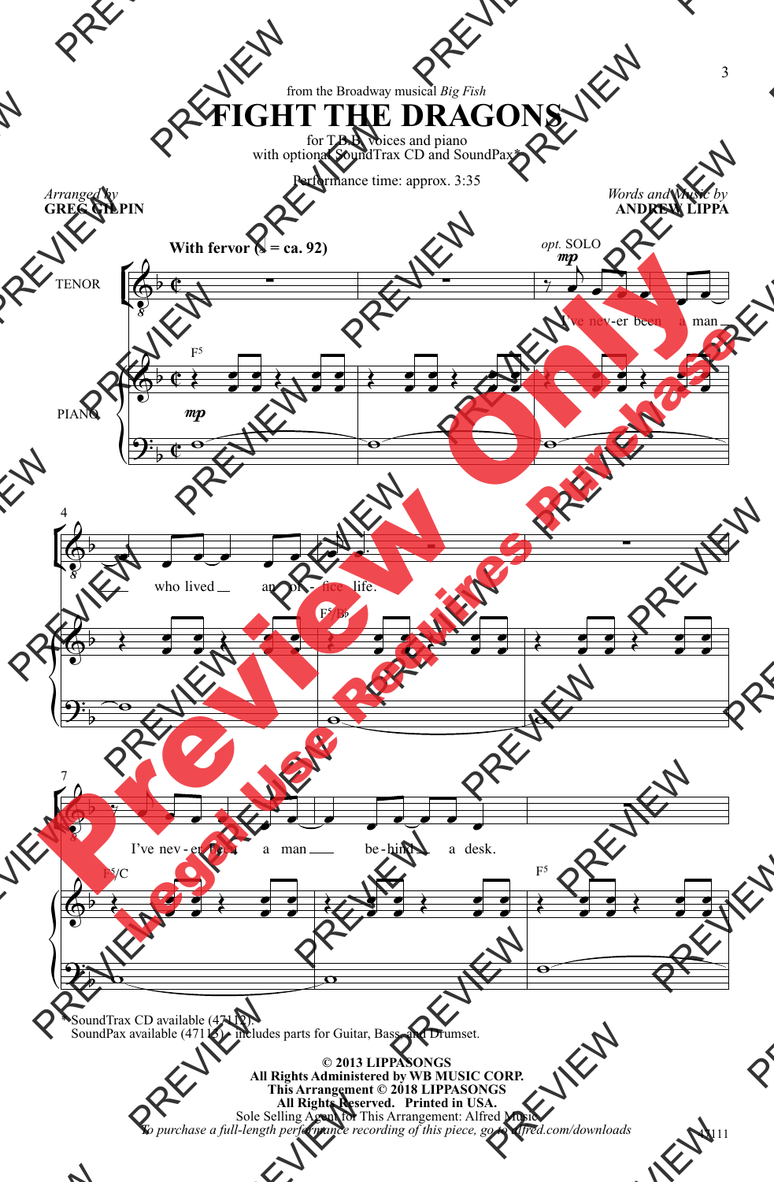from the Broadway musical *Big Fish*

# FIGHT THE DRAGONS

for T.B.B. voices and piano
with optional SoundTrax CD and SoundPax*

Performance time: approx. 3:35

*Arranged by*
**GREG GILPIN**

*Words and Music by*
**ANDREW LIPPA**

**With fervor (♩ = ca. 92)**

*opt.* SOLO

TENOR

PIANO

I've nev-er been a man who lived an of-fice life.

I've nev-er been a man be-hind a desk.

*SoundTrax CD available (47112).
SoundPax available (47113) - includes parts for Guitar, Bass, and Drumset.

**© 2013 LIPPASONGS**
**All Rights Administered by WB MUSIC CORP.**
**This Arrangement © 2018 LIPPASONGS**
**All Rights Reserved. Printed in USA.**
Sole Selling Agent for This Arrangement: Alfred Music
*To purchase a full-length performance recording of this piece, go to alfred.com/downloads*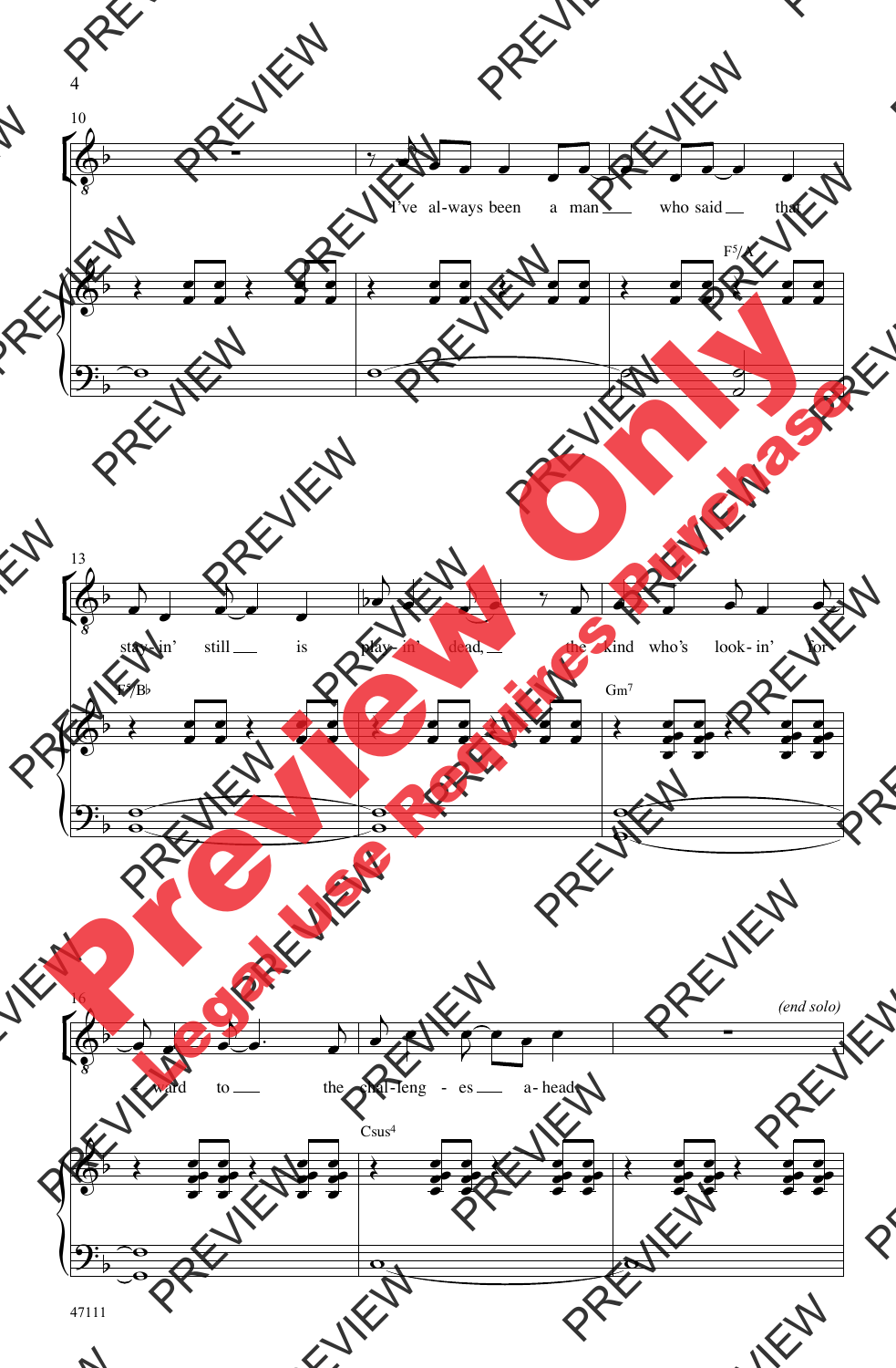I've al-ways been a man who said that

F5/A

stay-in' still is play-in' dead, the kind who's look-in' for-

F5/B♭

Gm7

ward to the chal-leng-es a-head.

*(end solo)*

Csus4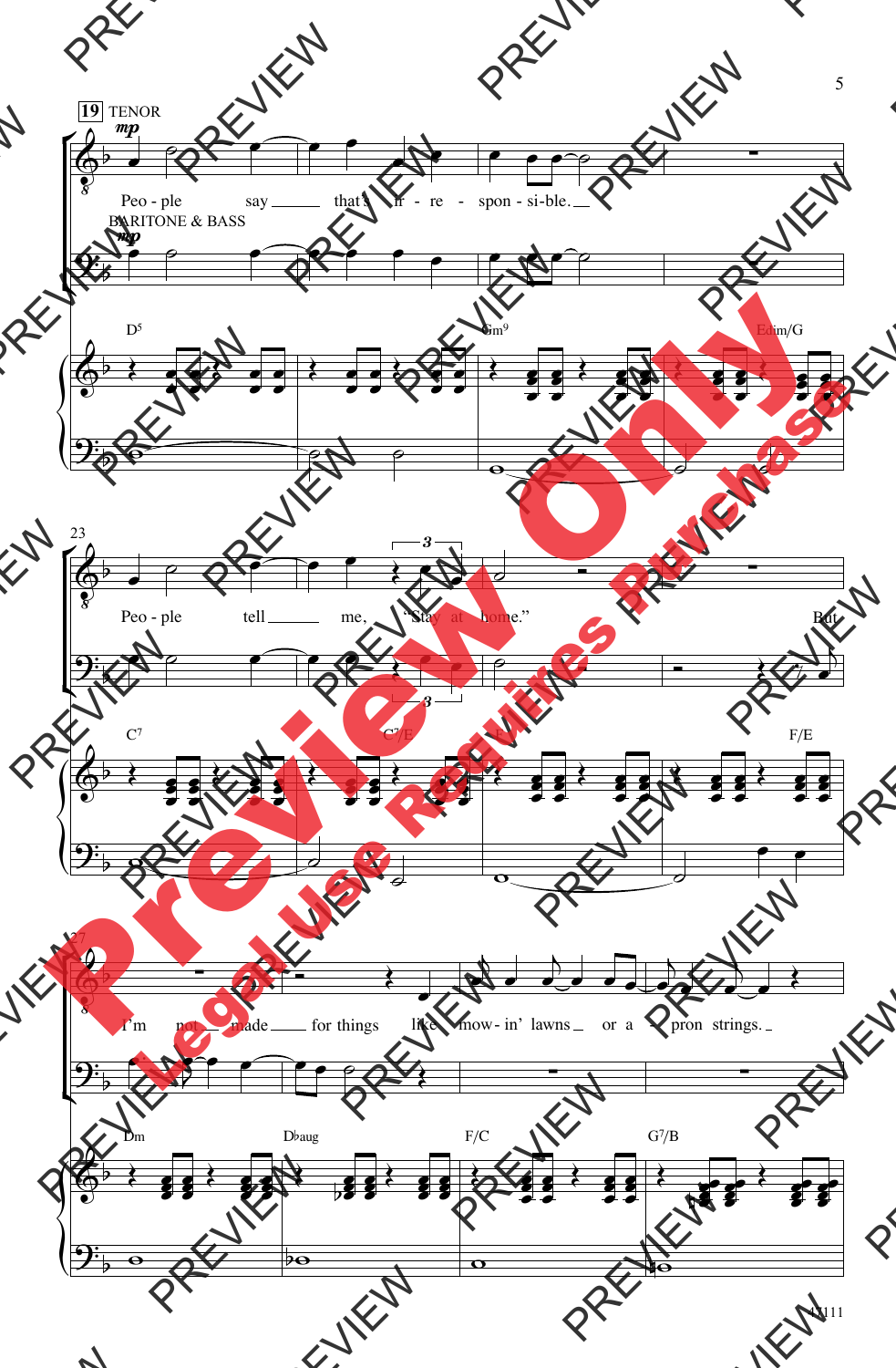19 TENOR

*mp*

Peo - ple say that's ir - re - spon - si - ble.

BARITONE & BASS

*mp*

D5 Gm9 Edim/G

23

Peo - ple tell me, "Stay at home." But

C7 C7/E F F/E

27

I'm not made for things like mow - in' lawns or a - pron strings.

Dm D♭aug F/C G7/B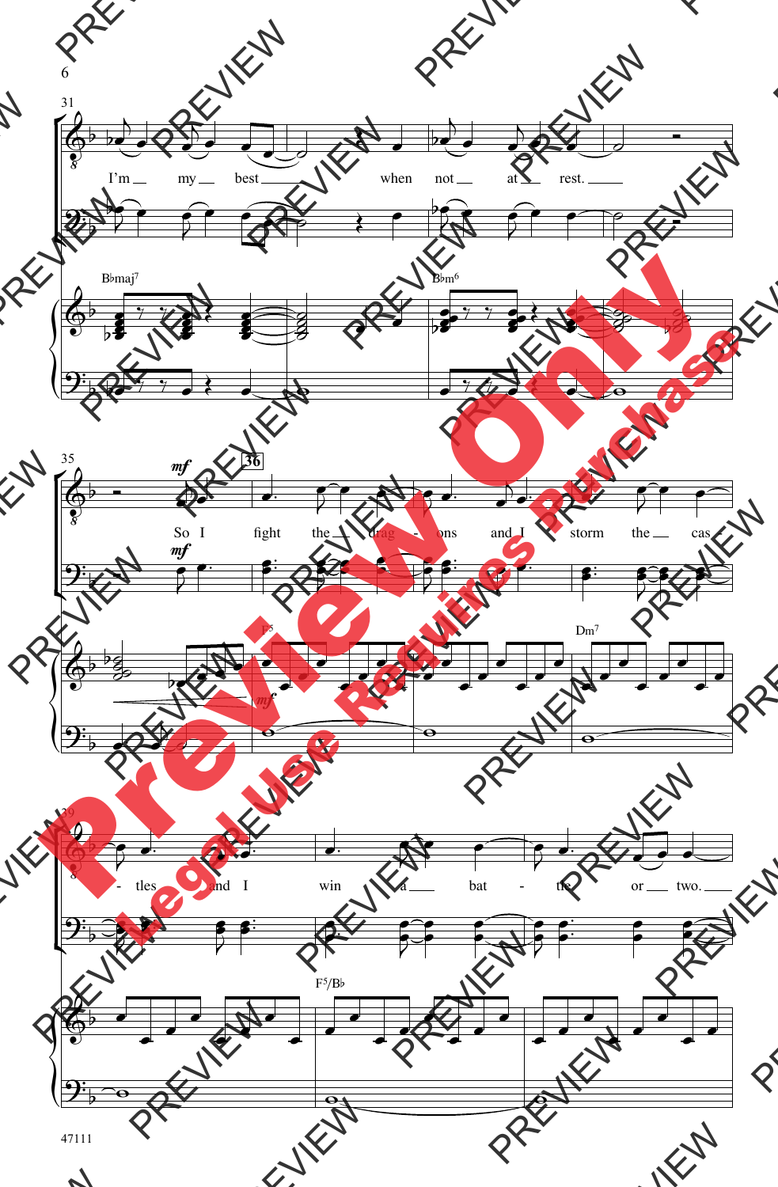I'm my best when not at rest.

So I fight the drag - ons and I storm the cas - tles and I win a bat - tle or two.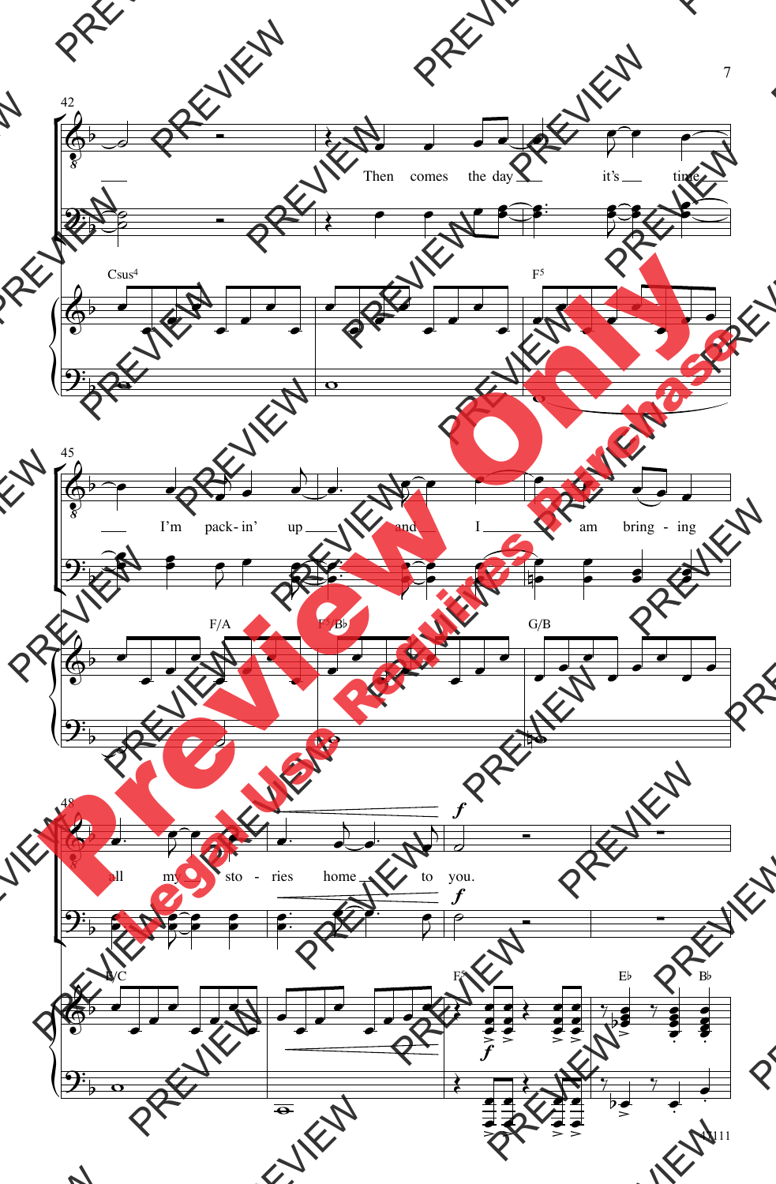42

Then comes the day it's time

Csus4 F5

45

I'm pack-in' up and I am bring-ing

F/A F5/B♭ G/B

48

*f*

all my sto-ries home to you.

F/C F5 E♭ B♭

Preview Only
Legal Use Requires Purchase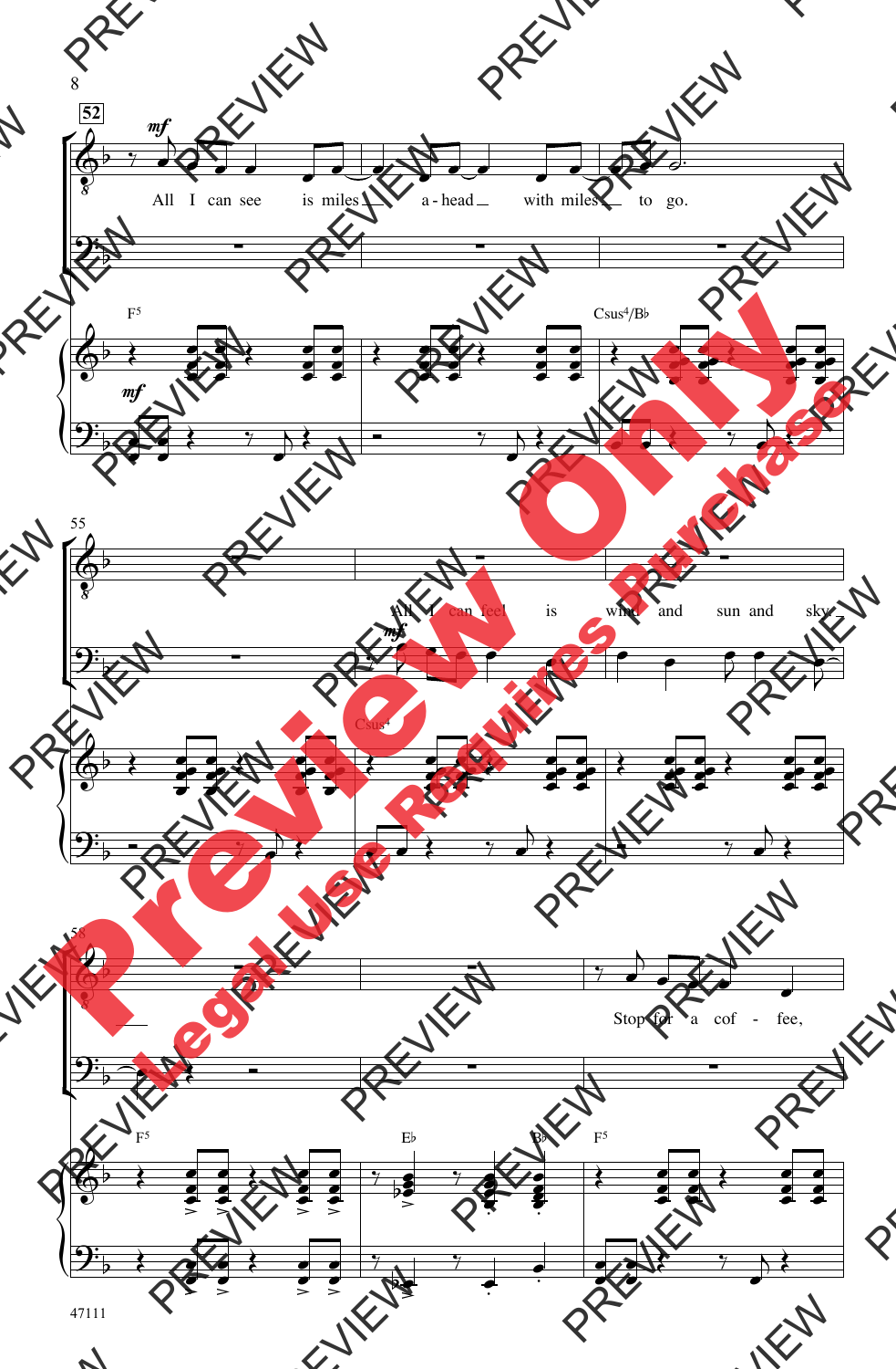52

*mf*

All I can see is miles a - head with miles to go.

F5 Csus4/B♭

*mf*

55

All I can feel is wind and sun and sky

*mf*

Csus4

58

Stop for a cof - fee,

F5 E♭ B♭ F5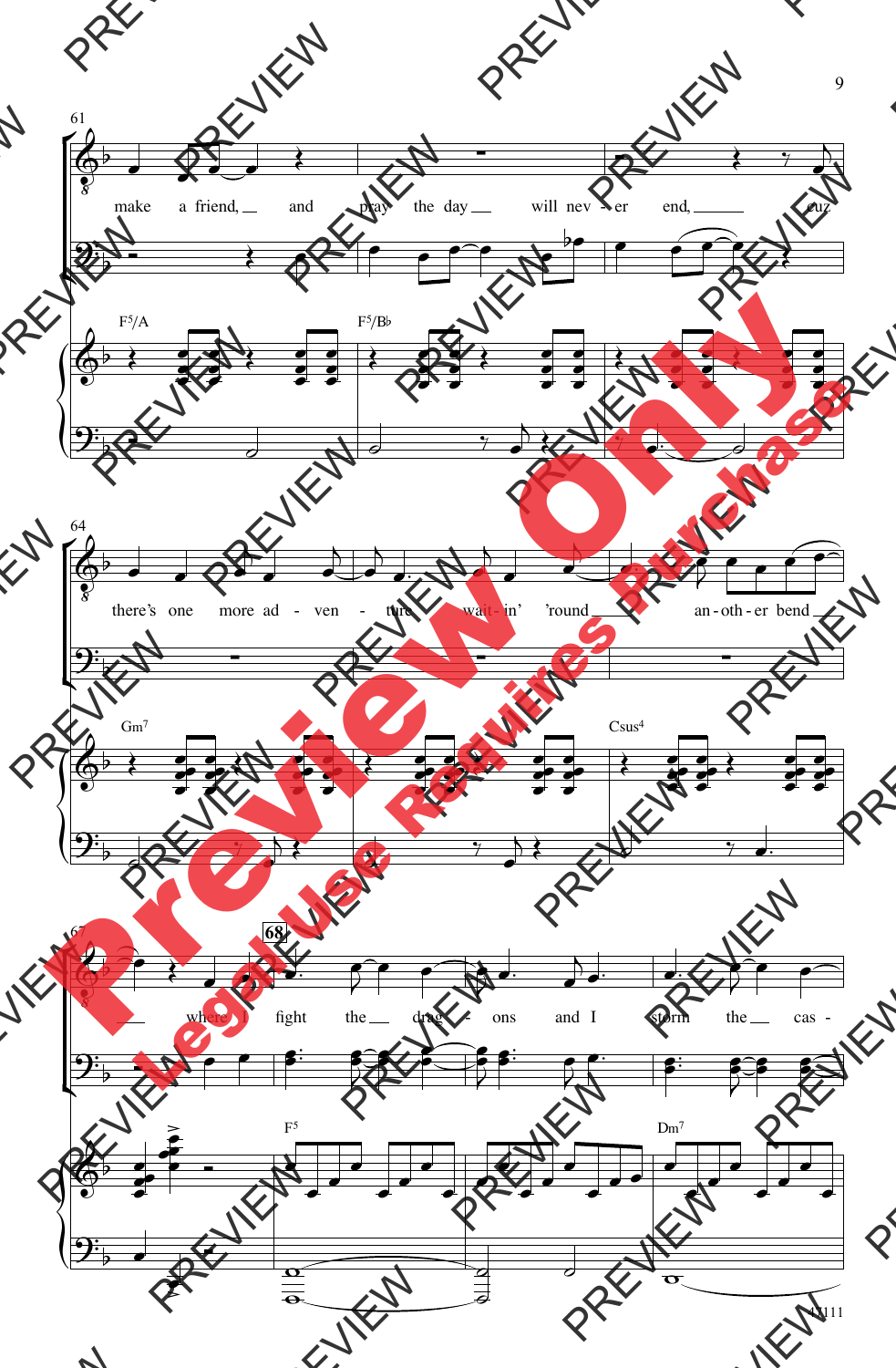61

make a friend, and pray the day will nev - er end, cuz

F5/A F5/B♭

64

there's one more ad - ven - ture wait - in' 'round an - oth - er bend

Gm7 Csus4

67

68

where I fight the drag - ons and I storm the cas -

F5 Dm7

47111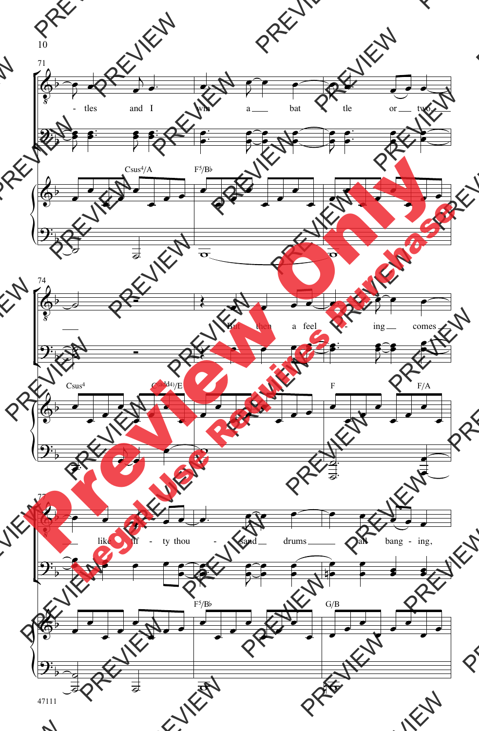71

- tles and I win a bat - tle or two

Csus4/A F5/B♭

74

But then a feel - ing comes

Csus4 C(add4)/E F F/A

77

like fif - ty thou - sand drums all bang - ing,

F5/B♭ G/B

47111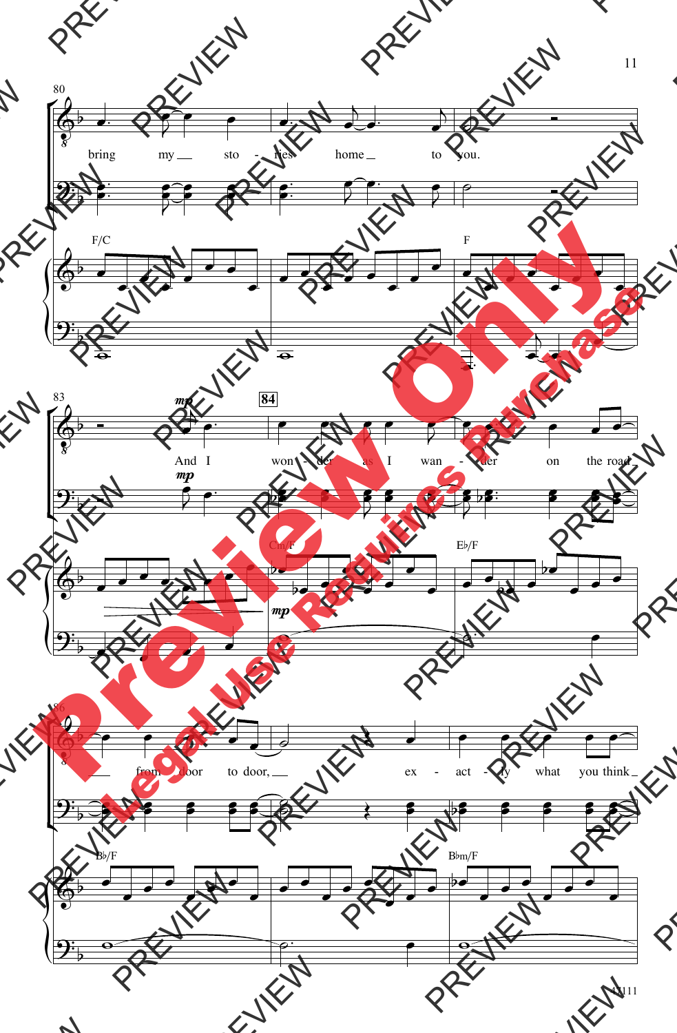bring my sto - ries home to you.

And I won - der as I wan - der on the road

from door to door, ex - act - ly what you think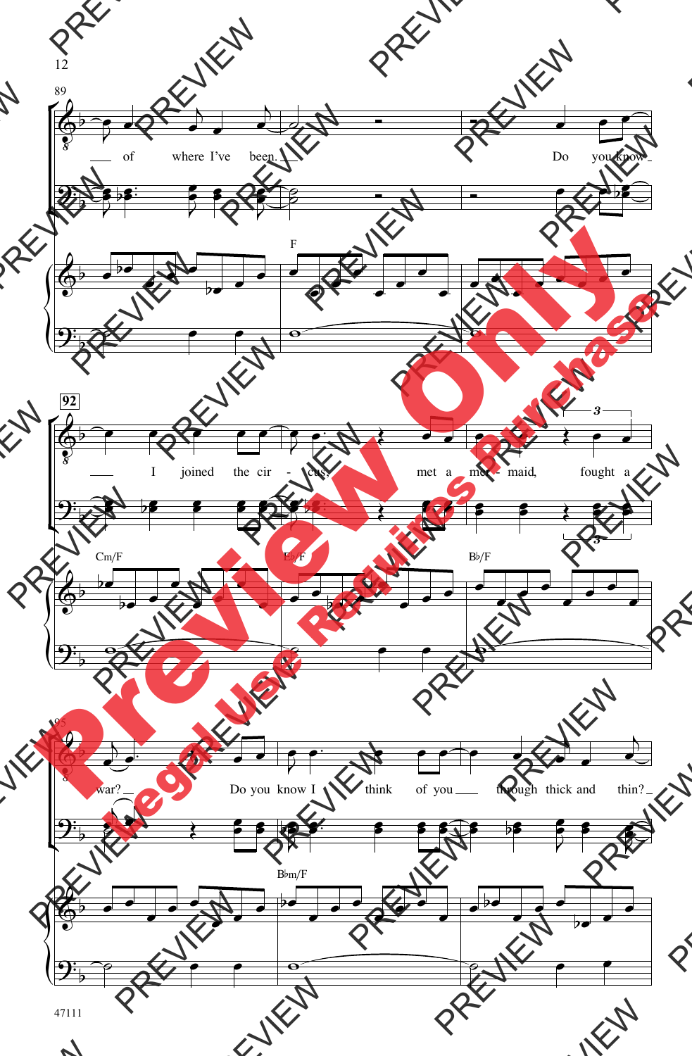89

of where I've been. Do you know

F

92

I joined the cir - cus, met a mer - maid, fought a

Cm/F  E♭/F  B♭/F

95

war? Do you know I think of you through thick and thin?

B♭m/F

47111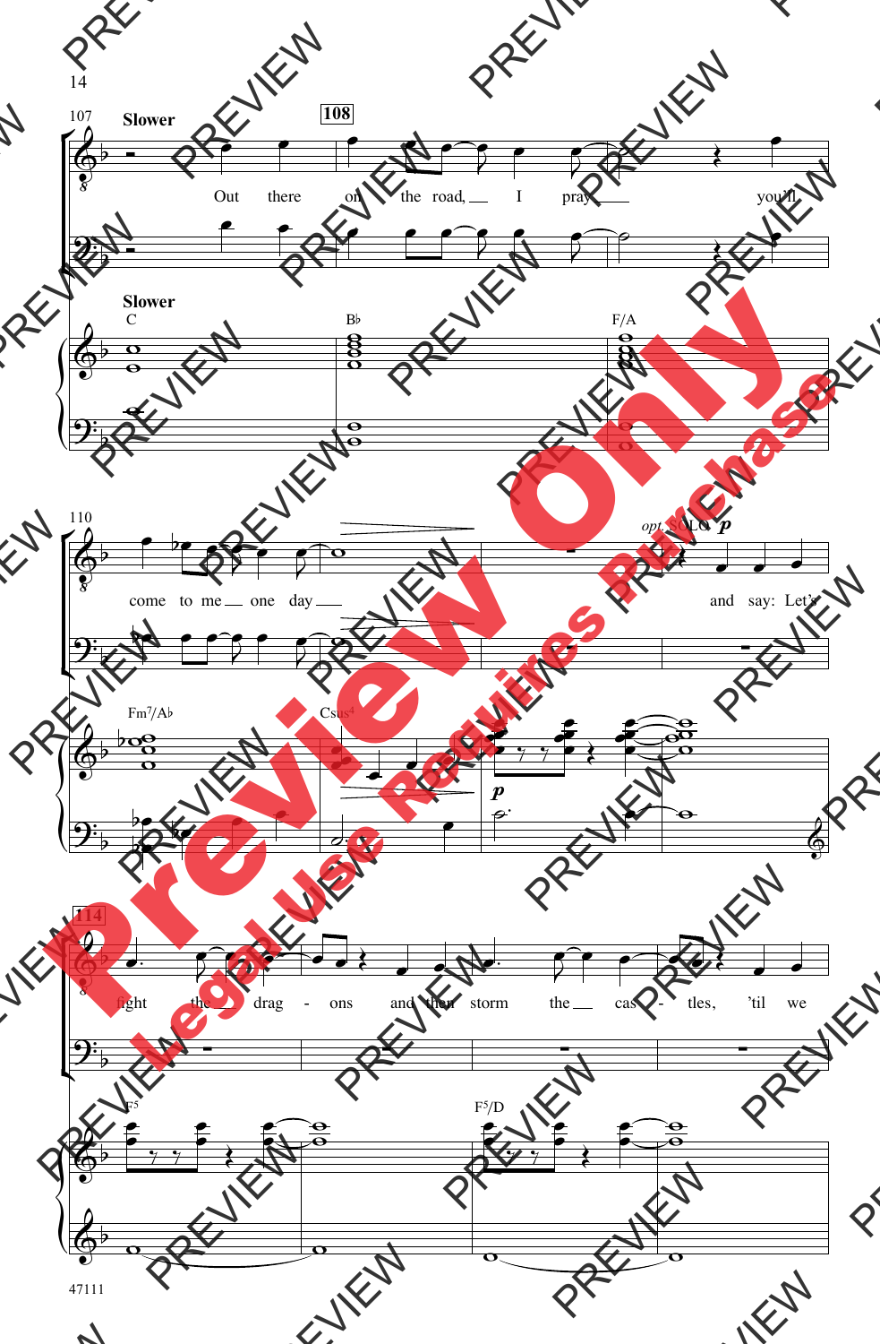107 **Slower** **108**

Out there on the road, I pray you'll

**Slower**

C Bb F/A

110

come to me one day

*opt. SOLO* *p*

and say: Let's

Fm7/Ab Csus4

*p*

**114**

fight the drag - ons and then storm the cas - tles, 'til we

F5 F5/D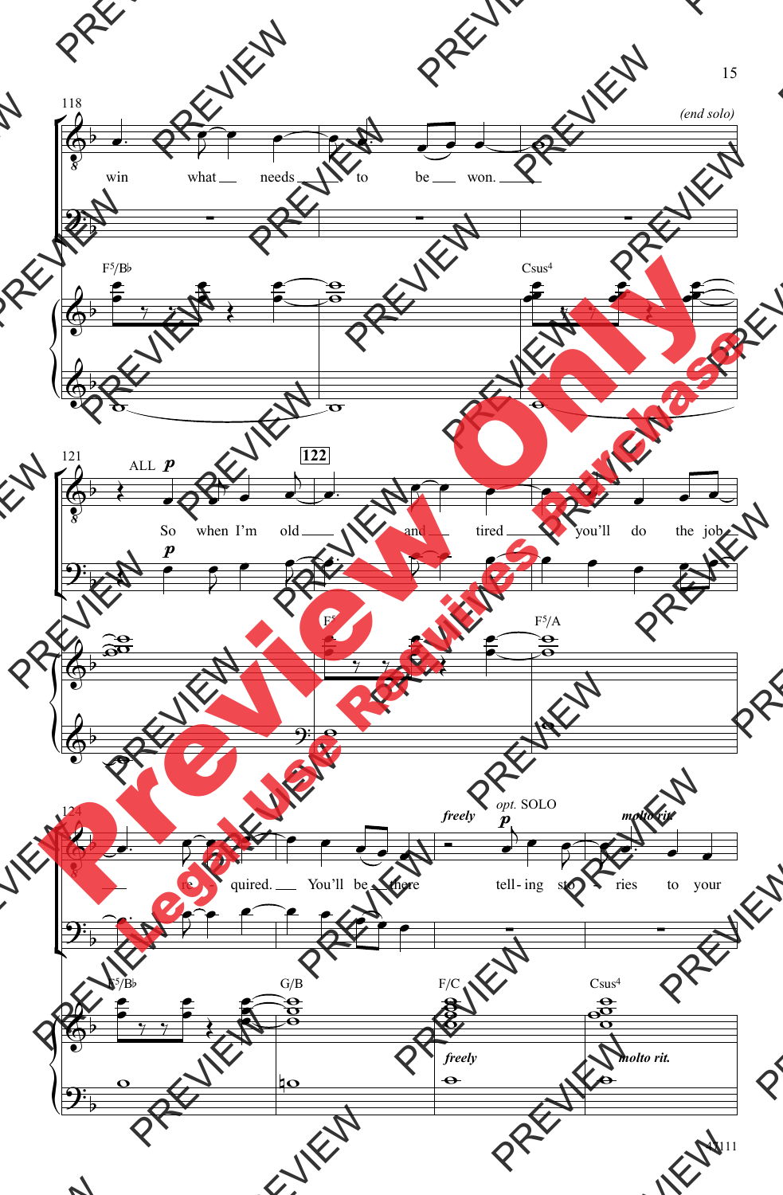118

(end solo)

win what needs to be won.

F5/B♭ Csus4

121

ALL *p*

122

So when I'm old and tired you'll do the job

*p*

F5 F5/A

124

re - quired. You'll be there

*freely*

*opt.* SOLO

*p*

tell - ing sto - ries to your

*molto rit.*

F5/B♭ G/B F/C Csus4

*freely* *molto rit.*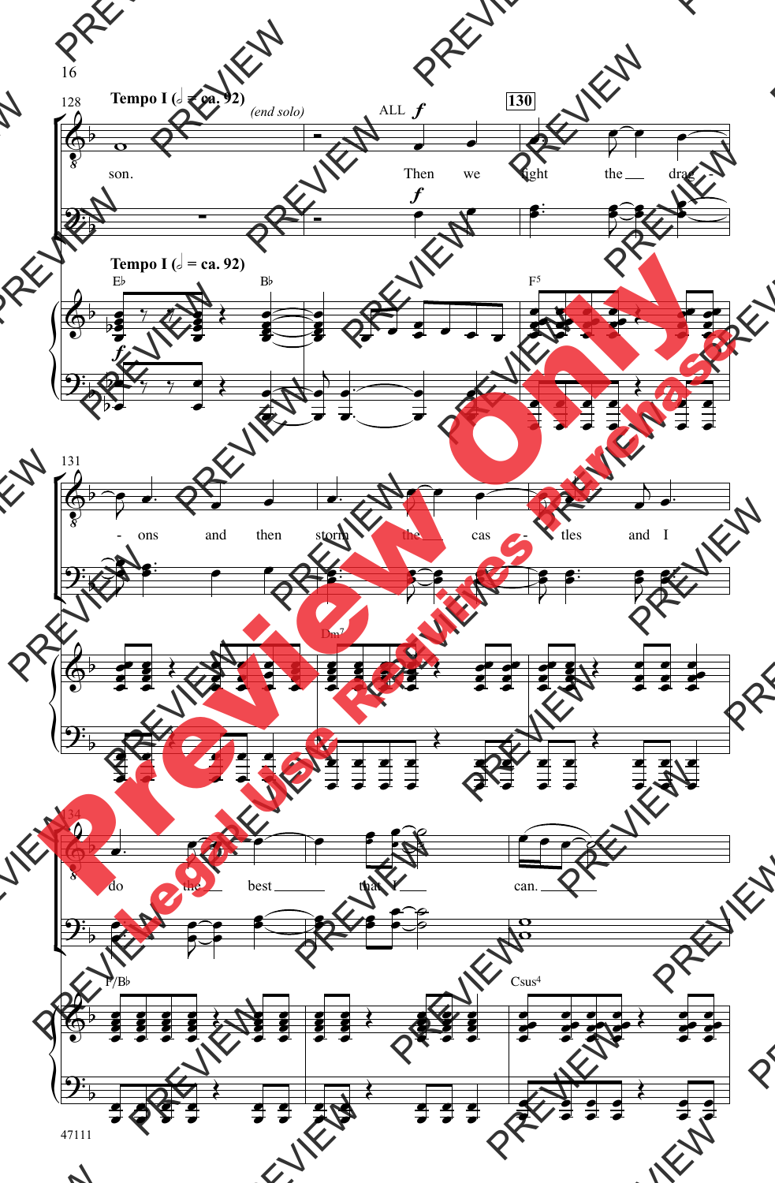**Tempo I (𝅗𝅥 = ca. 92)** *(end solo)*

ALL *f*

son. Then we fight the drag - ons and then storm the cas - tles and I do the best that I can.

Eb Bb F5 Dm7 F/Bb Csus4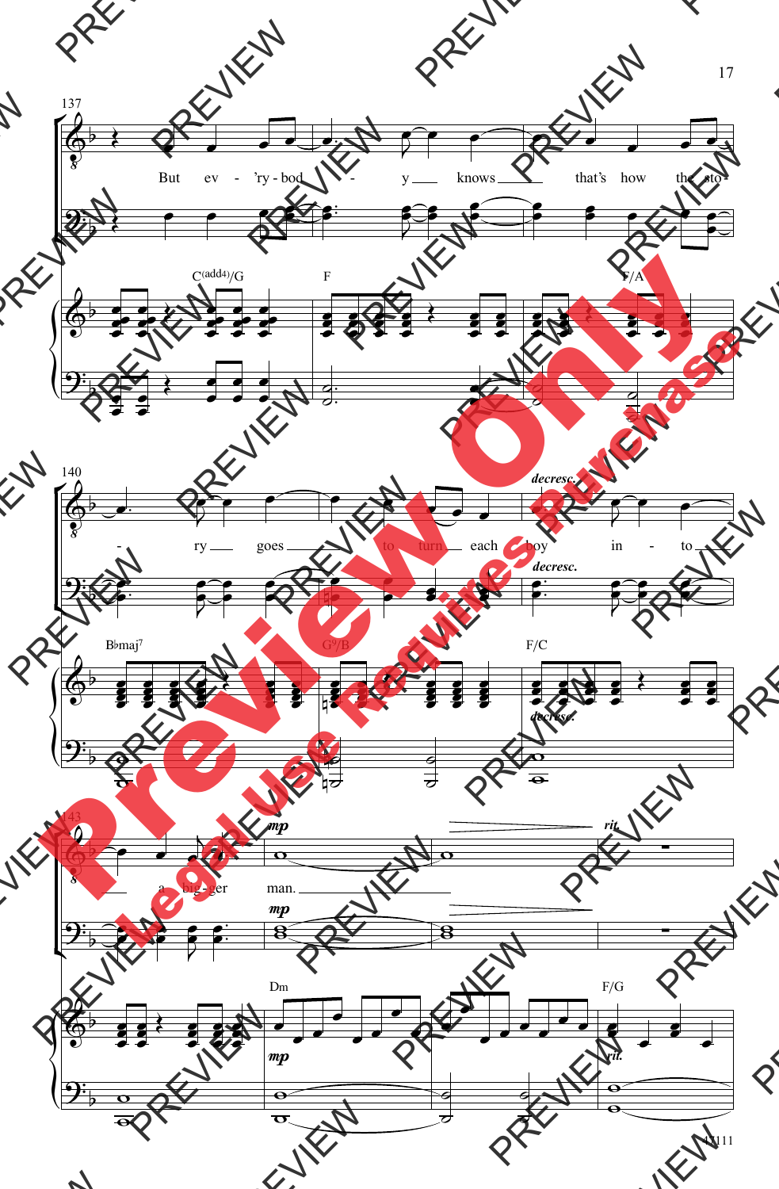But ev - 'ry - bod - y knows that's how the sto - ry goes to turn each boy in - to a big - ger man.

C(add4)/G  F  F/A  B♭maj7  G9/B  F/C  Dm  F/G

*decresc.*  *mp*  *rit.*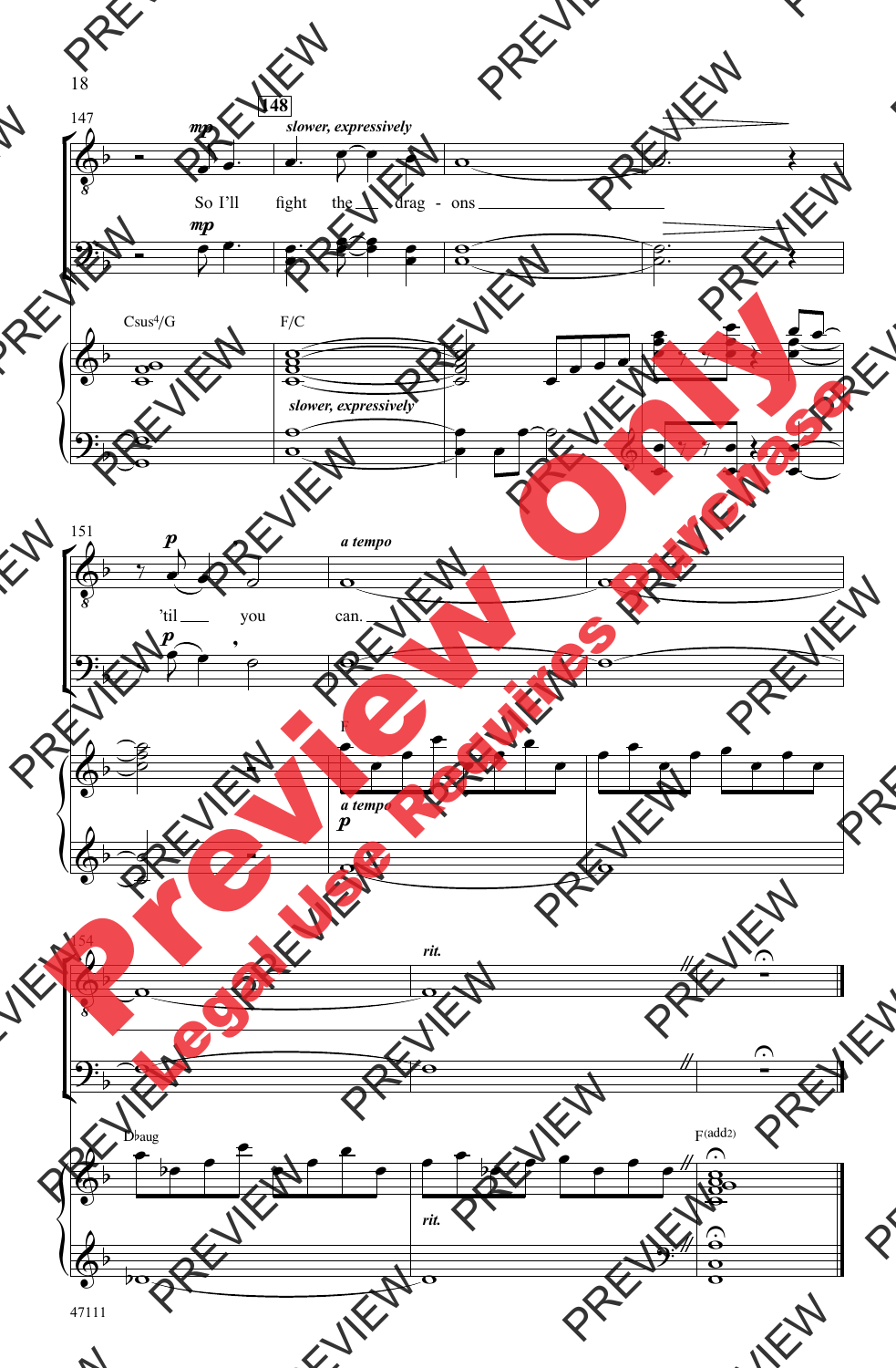147

**148**

*mp*

*slower, expressively*

So I'll fight the drag - ons

*mp*

Csus4/G

F/C

*slower, expressively*

151

*p*

*a tempo*

'til you can.

*p*

F

*a tempo*

*p*

154

*rit.*

D♭aug

F(add2)

*rit.*

47111